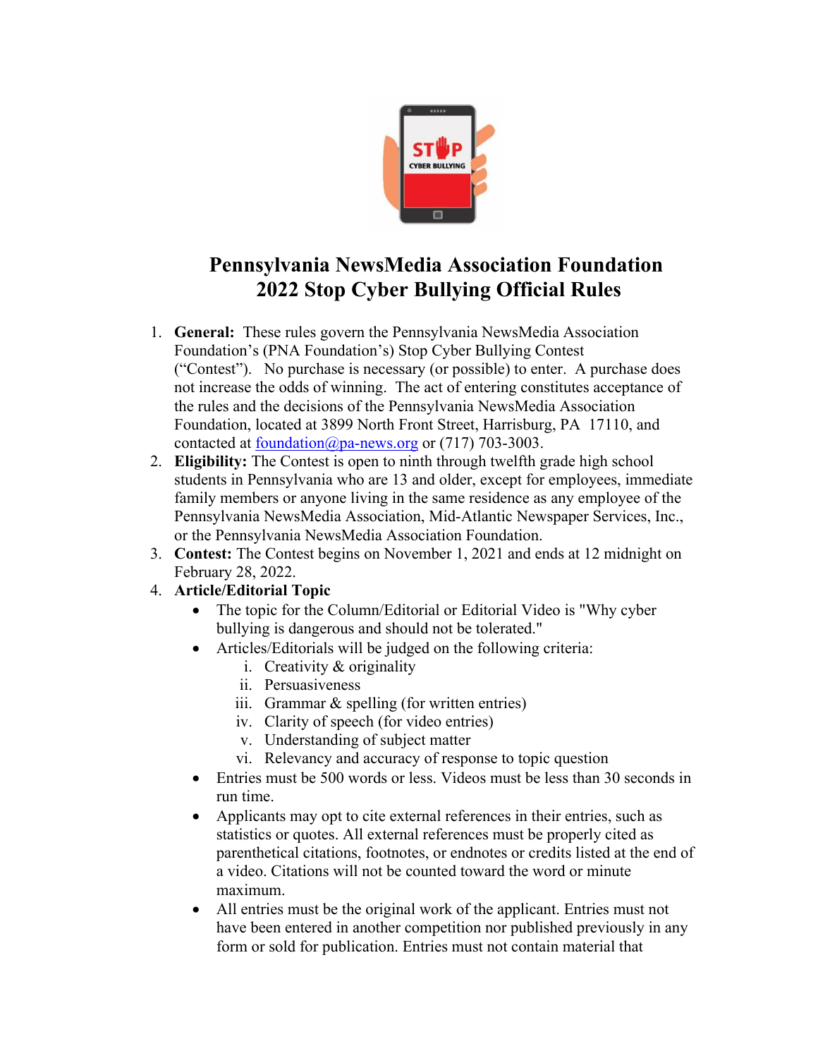# Pennsylvania NewsMedia Association Foundation
# 2022 Stop Cyber Bullying Official Rules

1. **General:** These rules govern the Pennsylvania NewsMedia Association Foundation's (PNA Foundation's) Stop Cyber Bullying Contest ("Contest"). No purchase is necessary (or possible) to enter. A purchase does not increase the odds of winning. The act of entering constitutes acceptance of the rules and the decisions of the Pennsylvania NewsMedia Association Foundation, located at 3899 North Front Street, Harrisburg, PA 17110, and contacted at foundation@pa-news.org or (717) 703-3003.
2. **Eligibility:** The Contest is open to ninth through twelfth grade high school students in Pennsylvania who are 13 and older, except for employees, immediate family members or anyone living in the same residence as any employee of the Pennsylvania NewsMedia Association, Mid-Atlantic Newspaper Services, Inc., or the Pennsylvania NewsMedia Association Foundation.
3. **Contest:** The Contest begins on November 1, 2021 and ends at 12 midnight on February 28, 2022.
4. **Article/Editorial Topic**
   - The topic for the Column/Editorial or Editorial Video is "Why cyber bullying is dangerous and should not be tolerated."
   - Articles/Editorials will be judged on the following criteria:
     i. Creativity & originality
     ii. Persuasiveness
     iii. Grammar & spelling (for written entries)
     iv. Clarity of speech (for video entries)
     v. Understanding of subject matter
     vi. Relevancy and accuracy of response to topic question
   - Entries must be 500 words or less. Videos must be less than 30 seconds in run time.
   - Applicants may opt to cite external references in their entries, such as statistics or quotes. All external references must be properly cited as parenthetical citations, footnotes, or endnotes or credits listed at the end of a video. Citations will not be counted toward the word or minute maximum.
   - All entries must be the original work of the applicant. Entries must not have been entered in another competition nor published previously in any form or sold for publication. Entries must not contain material that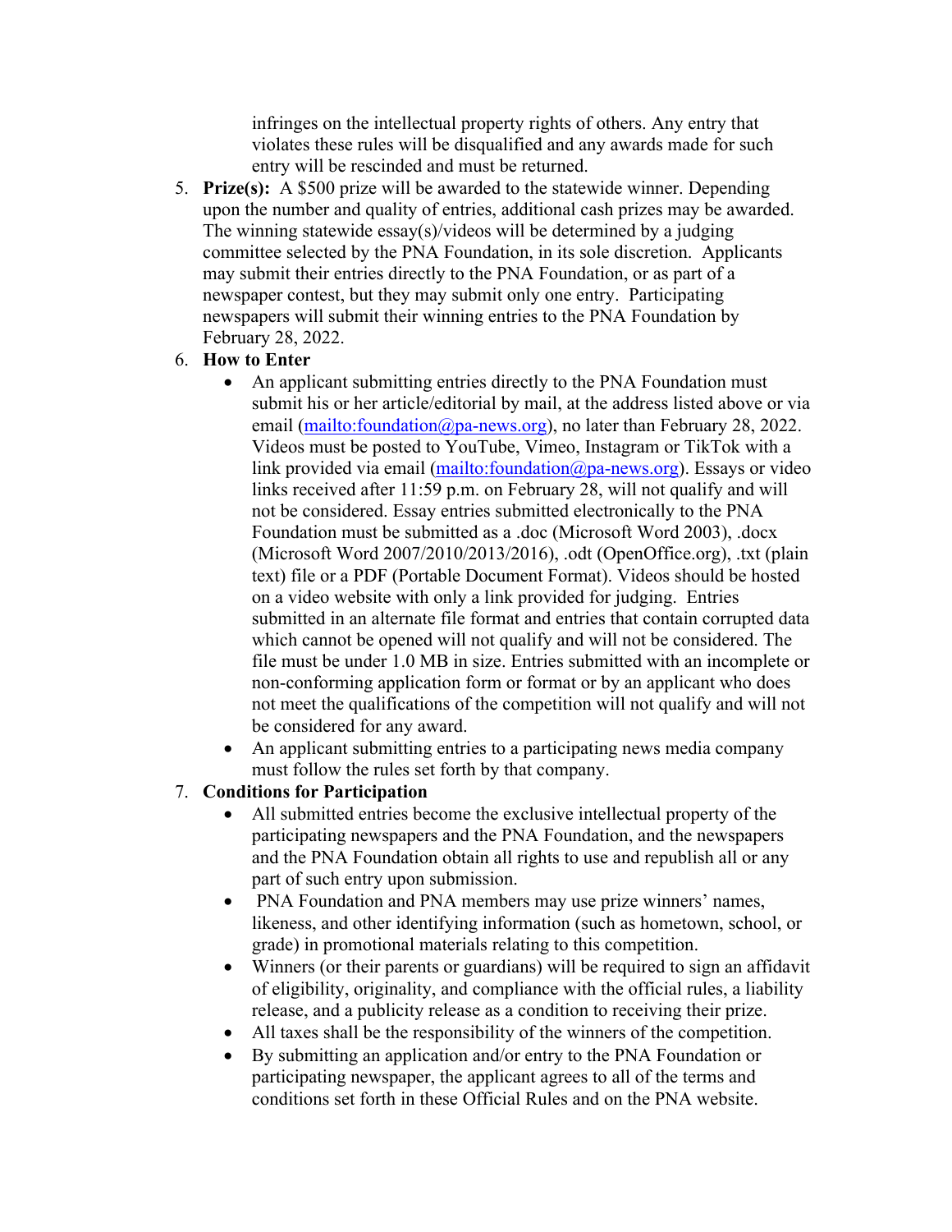infringes on the intellectual property rights of others. Any entry that violates these rules will be disqualified and any awards made for such entry will be rescinded and must be returned.

5. **Prize(s):** A $500 prize will be awarded to the statewide winner. Depending upon the number and quality of entries, additional cash prizes may be awarded. The winning statewide essay(s)/videos will be determined by a judging committee selected by the PNA Foundation, in its sole discretion. Applicants may submit their entries directly to the PNA Foundation, or as part of a newspaper contest, but they may submit only one entry. Participating newspapers will submit their winning entries to the PNA Foundation by February 28, 2022.
6. **How to Enter**
   - An applicant submitting entries directly to the PNA Foundation must submit his or her article/editorial by mail, at the address listed above or via email (mailto:foundation@pa-news.org), no later than February 28, 2022. Videos must be posted to YouTube, Vimeo, Instagram or TikTok with a link provided via email (mailto:foundation@pa-news.org). Essays or video links received after 11:59 p.m. on February 28, will not qualify and will not be considered. Essay entries submitted electronically to the PNA Foundation must be submitted as a .doc (Microsoft Word 2003), .docx (Microsoft Word 2007/2010/2013/2016), .odt (OpenOffice.org), .txt (plain text) file or a PDF (Portable Document Format). Videos should be hosted on a video website with only a link provided for judging. Entries submitted in an alternate file format and entries that contain corrupted data which cannot be opened will not qualify and will not be considered. The file must be under 1.0 MB in size. Entries submitted with an incomplete or non-conforming application form or format or by an applicant who does not meet the qualifications of the competition will not qualify and will not be considered for any award.
   - An applicant submitting entries to a participating news media company must follow the rules set forth by that company.
7. **Conditions for Participation**
   - All submitted entries become the exclusive intellectual property of the participating newspapers and the PNA Foundation, and the newspapers and the PNA Foundation obtain all rights to use and republish all or any part of such entry upon submission.
   - PNA Foundation and PNA members may use prize winners' names, likeness, and other identifying information (such as hometown, school, or grade) in promotional materials relating to this competition.
   - Winners (or their parents or guardians) will be required to sign an affidavit of eligibility, originality, and compliance with the official rules, a liability release, and a publicity release as a condition to receiving their prize.
   - All taxes shall be the responsibility of the winners of the competition.
   - By submitting an application and/or entry to the PNA Foundation or participating newspaper, the applicant agrees to all of the terms and conditions set forth in these Official Rules and on the PNA website.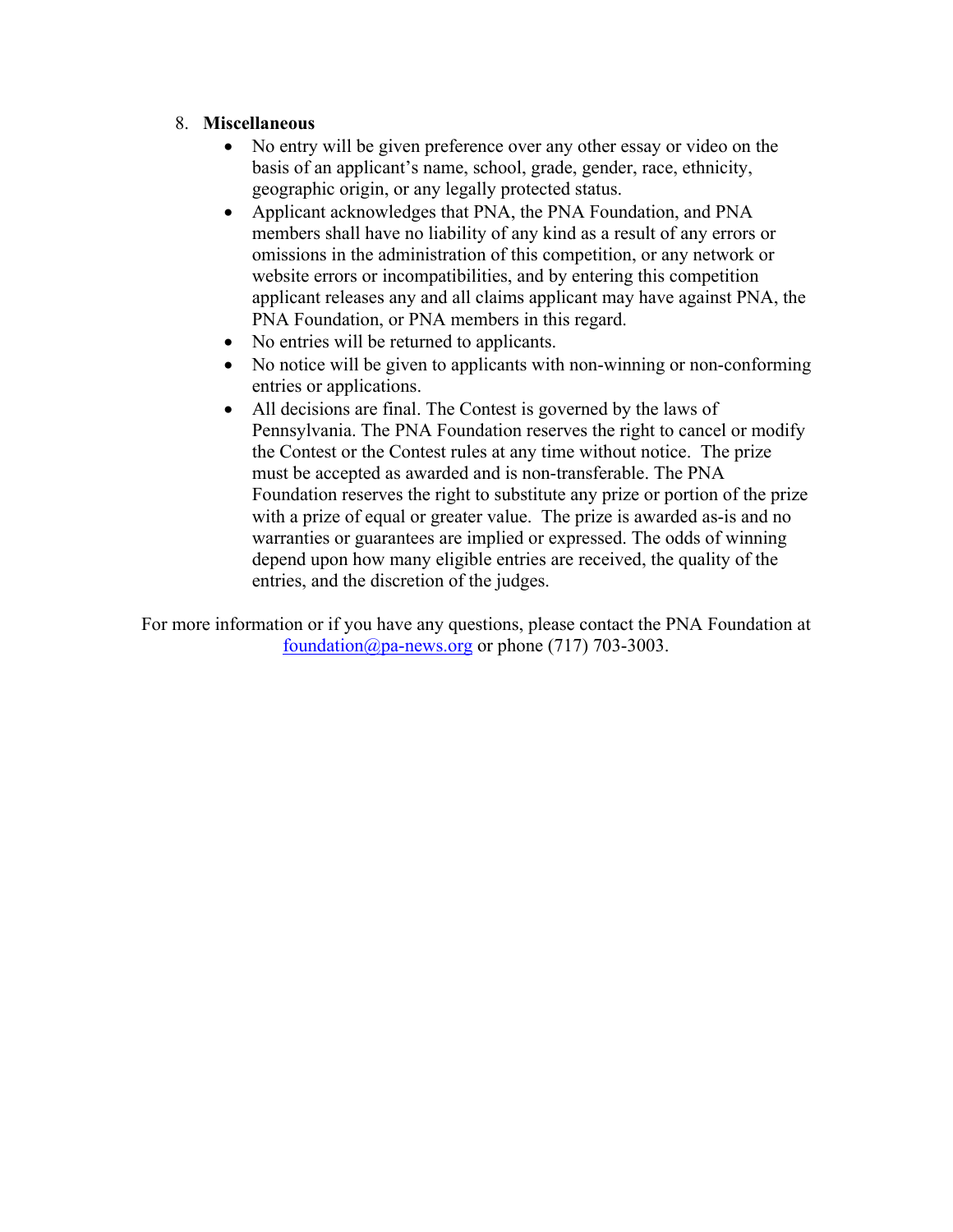8. **Miscellaneous**
   - No entry will be given preference over any other essay or video on the basis of an applicant's name, school, grade, gender, race, ethnicity, geographic origin, or any legally protected status.
   - Applicant acknowledges that PNA, the PNA Foundation, and PNA members shall have no liability of any kind as a result of any errors or omissions in the administration of this competition, or any network or website errors or incompatibilities, and by entering this competition applicant releases any and all claims applicant may have against PNA, the PNA Foundation, or PNA members in this regard.
   - No entries will be returned to applicants.
   - No notice will be given to applicants with non-winning or non-conforming entries or applications.
   - All decisions are final. The Contest is governed by the laws of Pennsylvania. The PNA Foundation reserves the right to cancel or modify the Contest or the Contest rules at any time without notice. The prize must be accepted as awarded and is non-transferable. The PNA Foundation reserves the right to substitute any prize or portion of the prize with a prize of equal or greater value. The prize is awarded as-is and no warranties or guarantees are implied or expressed. The odds of winning depend upon how many eligible entries are received, the quality of the entries, and the discretion of the judges.

For more information or if you have any questions, please contact the PNA Foundation at foundation@pa-news.org or phone (717) 703-3003.